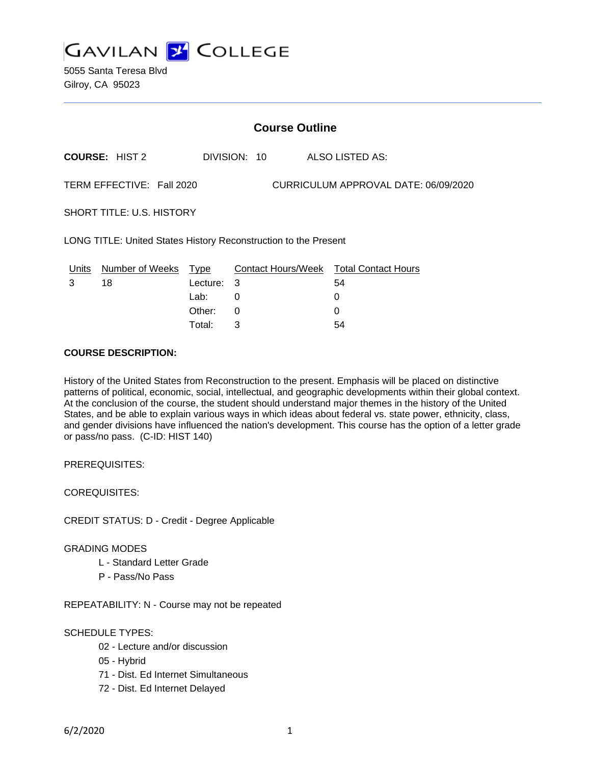GAVILAN COLLEGE

5055 Santa Teresa Blvd
Gilroy, CA 95023

# Course Outline

**COURSE:** HIST 2    DIVISION: 10    ALSO LISTED AS:

TERM EFFECTIVE: Fall 2020    CURRICULUM APPROVAL DATE: 06/09/2020

SHORT TITLE: U.S. HISTORY

LONG TITLE: United States History Reconstruction to the Present

| Units | Number of Weeks | Type | Contact Hours/Week | Total Contact Hours |
|---|---|---|---|---|
| 3 | 18 | Lecture: | 3 | 54 |
| | | Lab: | 0 | 0 |
| | | Other: | 0 | 0 |
| | | Total: | 3 | 54 |

**COURSE DESCRIPTION:**

History of the United States from Reconstruction to the present. Emphasis will be placed on distinctive patterns of political, economic, social, intellectual, and geographic developments within their global context. At the conclusion of the course, the student should understand major themes in the history of the United States, and be able to explain various ways in which ideas about federal vs. state power, ethnicity, class, and gender divisions have influenced the nation's development. This course has the option of a letter grade or pass/no pass. (C-ID: HIST 140)

PREREQUISITES:

COREQUISITES:

CREDIT STATUS: D - Credit - Degree Applicable

GRADING MODES

- L - Standard Letter Grade
- P - Pass/No Pass

REPEATABILITY: N - Course may not be repeated

SCHEDULE TYPES:

- 02 - Lecture and/or discussion
- 05 - Hybrid
- 71 - Dist. Ed Internet Simultaneous
- 72 - Dist. Ed Internet Delayed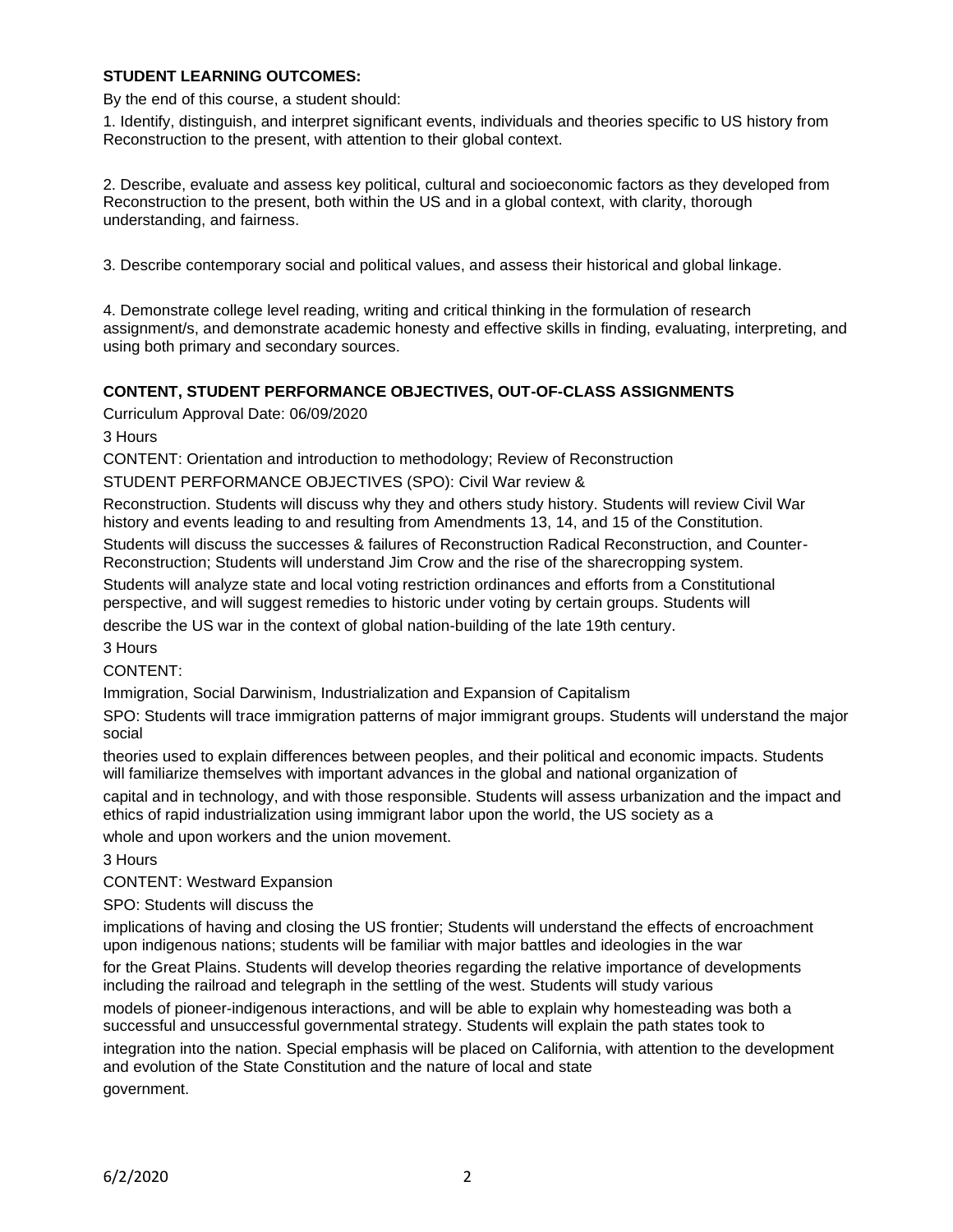**STUDENT LEARNING OUTCOMES:**

By the end of this course, a student should:

1. Identify, distinguish, and interpret significant events, individuals and theories specific to US history from Reconstruction to the present, with attention to their global context.

2. Describe, evaluate and assess key political, cultural and socioeconomic factors as they developed from Reconstruction to the present, both within the US and in a global context, with clarity, thorough understanding, and fairness.

3. Describe contemporary social and political values, and assess their historical and global linkage.

4. Demonstrate college level reading, writing and critical thinking in the formulation of research assignment/s, and demonstrate academic honesty and effective skills in finding, evaluating, interpreting, and using both primary and secondary sources.

**CONTENT, STUDENT PERFORMANCE OBJECTIVES, OUT-OF-CLASS ASSIGNMENTS**

Curriculum Approval Date: 06/09/2020

3 Hours

CONTENT: Orientation and introduction to methodology; Review of Reconstruction

STUDENT PERFORMANCE OBJECTIVES (SPO): Civil War review & Reconstruction. Students will discuss why they and others study history. Students will review Civil War history and events leading to and resulting from Amendments 13, 14, and 15 of the Constitution. Students will discuss the successes & failures of Reconstruction Radical Reconstruction, and Counter-Reconstruction; Students will understand Jim Crow and the rise of the sharecropping system. Students will analyze state and local voting restriction ordinances and efforts from a Constitutional perspective, and will suggest remedies to historic under voting by certain groups. Students will describe the US war in the context of global nation-building of the late 19th century.

3 Hours

CONTENT:

Immigration, Social Darwinism, Industrialization and Expansion of Capitalism

SPO: Students will trace immigration patterns of major immigrant groups. Students will understand the major social theories used to explain differences between peoples, and their political and economic impacts. Students will familiarize themselves with important advances in the global and national organization of capital and in technology, and with those responsible. Students will assess urbanization and the impact and ethics of rapid industrialization using immigrant labor upon the world, the US society as a whole and upon workers and the union movement.

3 Hours

CONTENT: Westward Expansion

SPO: Students will discuss the implications of having and closing the US frontier; Students will understand the effects of encroachment upon indigenous nations; students will be familiar with major battles and ideologies in the war for the Great Plains. Students will develop theories regarding the relative importance of developments including the railroad and telegraph in the settling of the west. Students will study various models of pioneer-indigenous interactions, and will be able to explain why homesteading was both a successful and unsuccessful governmental strategy. Students will explain the path states took to integration into the nation. Special emphasis will be placed on California, with attention to the development and evolution of the State Constitution and the nature of local and state government.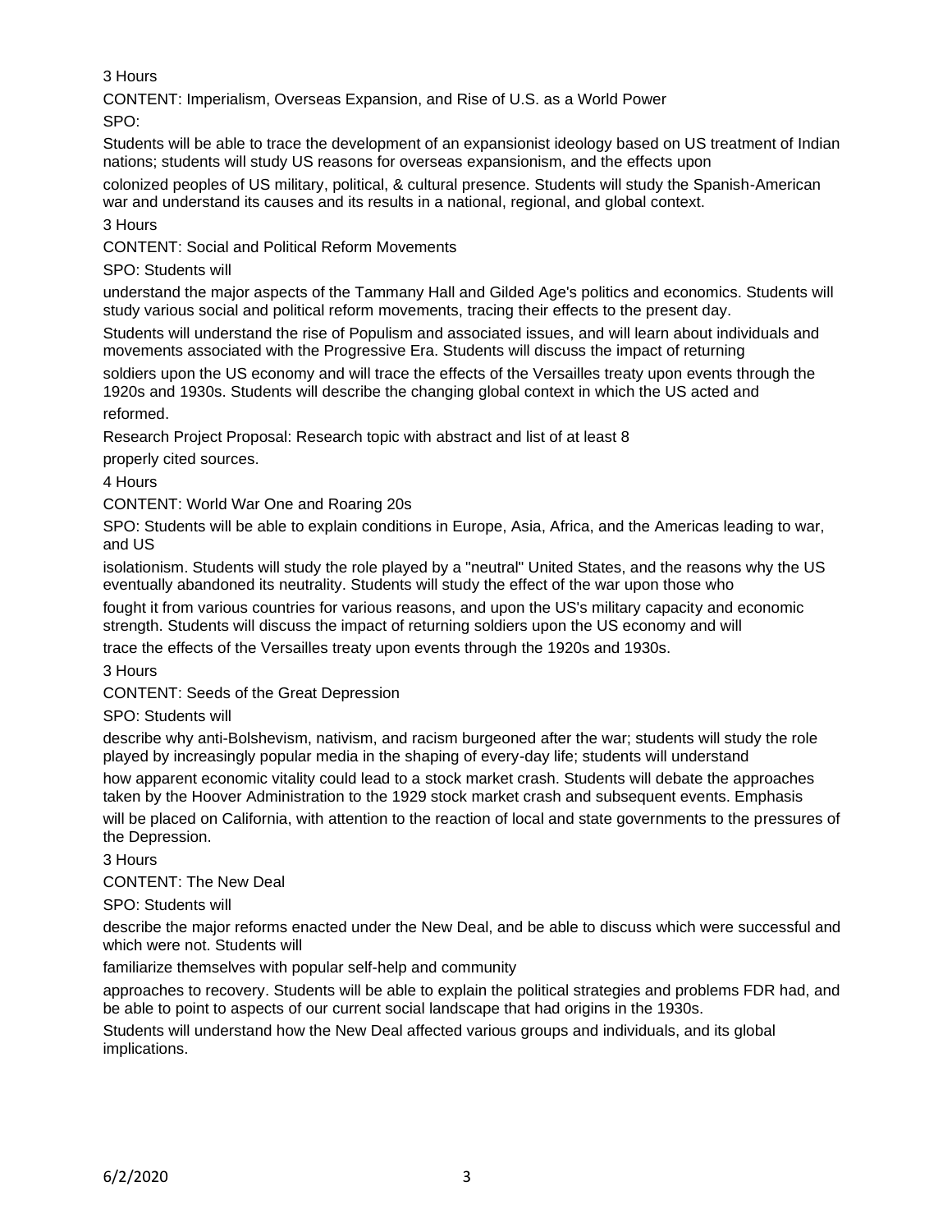3 Hours

CONTENT: Imperialism, Overseas Expansion, and Rise of U.S. as a World Power

SPO:

Students will be able to trace the development of an expansionist ideology based on US treatment of Indian nations; students will study US reasons for overseas expansionism, and the effects upon colonized peoples of US military, political, & cultural presence. Students will study the Spanish-American war and understand its causes and its results in a national, regional, and global context.

3 Hours

CONTENT: Social and Political Reform Movements

SPO: Students will understand the major aspects of the Tammany Hall and Gilded Age's politics and economics. Students will study various social and political reform movements, tracing their effects to the present day. Students will understand the rise of Populism and associated issues, and will learn about individuals and movements associated with the Progressive Era. Students will discuss the impact of returning soldiers upon the US economy and will trace the effects of the Versailles treaty upon events through the 1920s and 1930s. Students will describe the changing global context in which the US acted and reformed.

Research Project Proposal: Research topic with abstract and list of at least 8 properly cited sources.

4 Hours

CONTENT: World War One and Roaring 20s

SPO: Students will be able to explain conditions in Europe, Asia, Africa, and the Americas leading to war, and US isolationism. Students will study the role played by a "neutral" United States, and the reasons why the US eventually abandoned its neutrality. Students will study the effect of the war upon those who fought it from various countries for various reasons, and upon the US's military capacity and economic strength. Students will discuss the impact of returning soldiers upon the US economy and will trace the effects of the Versailles treaty upon events through the 1920s and 1930s.

3 Hours

CONTENT: Seeds of the Great Depression

SPO: Students will describe why anti-Bolshevism, nativism, and racism burgeoned after the war; students will study the role played by increasingly popular media in the shaping of every-day life; students will understand how apparent economic vitality could lead to a stock market crash. Students will debate the approaches taken by the Hoover Administration to the 1929 stock market crash and subsequent events. Emphasis will be placed on California, with attention to the reaction of local and state governments to the pressures of the Depression.

3 Hours

CONTENT: The New Deal

SPO: Students will describe the major reforms enacted under the New Deal, and be able to discuss which were successful and which were not. Students will familiarize themselves with popular self-help and community approaches to recovery. Students will be able to explain the political strategies and problems FDR had, and be able to point to aspects of our current social landscape that had origins in the 1930s.

Students will understand how the New Deal affected various groups and individuals, and its global implications.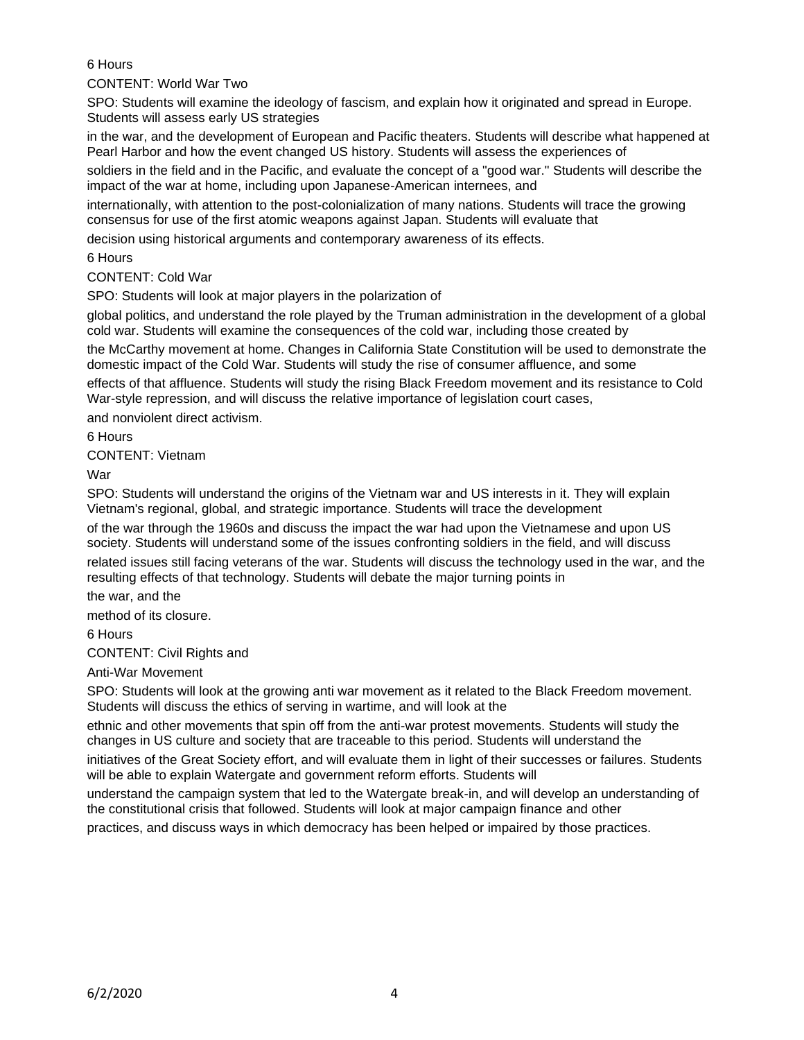6 Hours

CONTENT: World War Two

SPO: Students will examine the ideology of fascism, and explain how it originated and spread in Europe. Students will assess early US strategies in the war, and the development of European and Pacific theaters. Students will describe what happened at Pearl Harbor and how the event changed US history. Students will assess the experiences of soldiers in the field and in the Pacific, and evaluate the concept of a "good war." Students will describe the impact of the war at home, including upon Japanese-American internees, and internationally, with attention to the post-colonialization of many nations. Students will trace the growing consensus for use of the first atomic weapons against Japan. Students will evaluate that decision using historical arguments and contemporary awareness of its effects.

6 Hours

CONTENT: Cold War

SPO: Students will look at major players in the polarization of global politics, and understand the role played by the Truman administration in the development of a global cold war. Students will examine the consequences of the cold war, including those created by the McCarthy movement at home. Changes in California State Constitution will be used to demonstrate the domestic impact of the Cold War. Students will study the rise of consumer affluence, and some effects of that affluence. Students will study the rising Black Freedom movement and its resistance to Cold War-style repression, and will discuss the relative importance of legislation court cases, and nonviolent direct activism.

6 Hours

CONTENT: Vietnam War

SPO: Students will understand the origins of the Vietnam war and US interests in it. They will explain Vietnam's regional, global, and strategic importance. Students will trace the development of the war through the 1960s and discuss the impact the war had upon the Vietnamese and upon US society. Students will understand some of the issues confronting soldiers in the field, and will discuss related issues still facing veterans of the war. Students will discuss the technology used in the war, and the resulting effects of that technology. Students will debate the major turning points in the war, and the method of its closure.

6 Hours

CONTENT: Civil Rights and Anti-War Movement

SPO: Students will look at the growing anti war movement as it related to the Black Freedom movement. Students will discuss the ethics of serving in wartime, and will look at the ethnic and other movements that spin off from the anti-war protest movements. Students will study the changes in US culture and society that are traceable to this period. Students will understand the initiatives of the Great Society effort, and will evaluate them in light of their successes or failures. Students will be able to explain Watergate and government reform efforts. Students will understand the campaign system that led to the Watergate break-in, and will develop an understanding of the constitutional crisis that followed. Students will look at major campaign finance and other practices, and discuss ways in which democracy has been helped or impaired by those practices.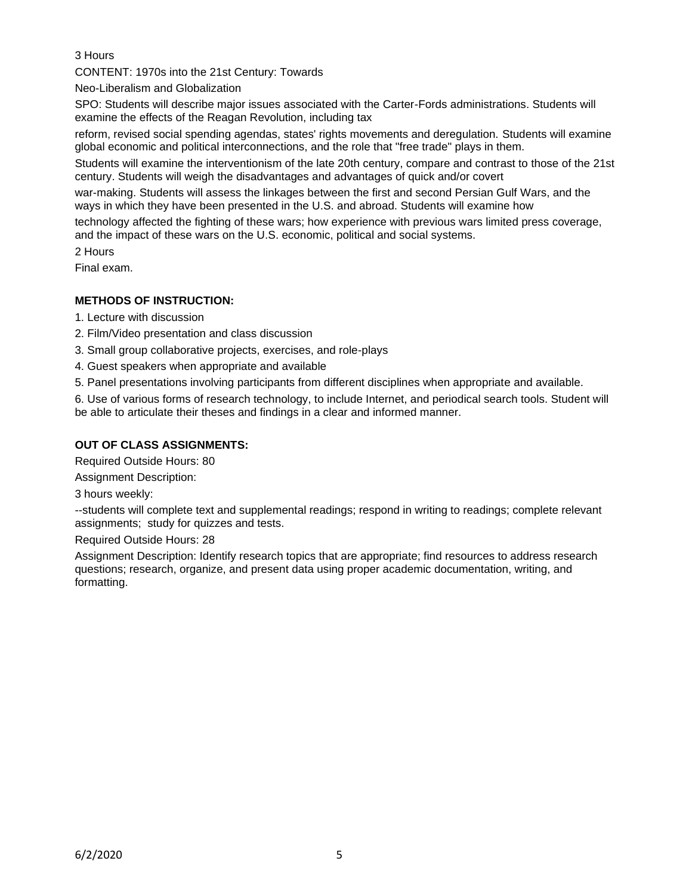3 Hours

CONTENT: 1970s into the 21st Century: Towards

Neo-Liberalism and Globalization

SPO: Students will describe major issues associated with the Carter-Fords administrations. Students will examine the effects of the Reagan Revolution, including tax reform, revised social spending agendas, states' rights movements and deregulation. Students will examine global economic and political interconnections, and the role that "free trade" plays in them. Students will examine the interventionism of the late 20th century, compare and contrast to those of the 21st century. Students will weigh the disadvantages and advantages of quick and/or covert war-making. Students will assess the linkages between the first and second Persian Gulf Wars, and the ways in which they have been presented in the U.S. and abroad. Students will examine how technology affected the fighting of these wars; how experience with previous wars limited press coverage, and the impact of these wars on the U.S. economic, political and social systems.

2 Hours

Final exam.

**METHODS OF INSTRUCTION:**

1. Lecture with discussion
2. Film/Video presentation and class discussion
3. Small group collaborative projects, exercises, and role-plays
4. Guest speakers when appropriate and available
5. Panel presentations involving participants from different disciplines when appropriate and available.
6. Use of various forms of research technology, to include Internet, and periodical search tools. Student will be able to articulate their theses and findings in a clear and informed manner.

**OUT OF CLASS ASSIGNMENTS:**

Required Outside Hours: 80

Assignment Description:

3 hours weekly:

--students will complete text and supplemental readings; respond in writing to readings; complete relevant assignments; study for quizzes and tests.

Required Outside Hours: 28

Assignment Description: Identify research topics that are appropriate; find resources to address research questions; research, organize, and present data using proper academic documentation, writing, and formatting.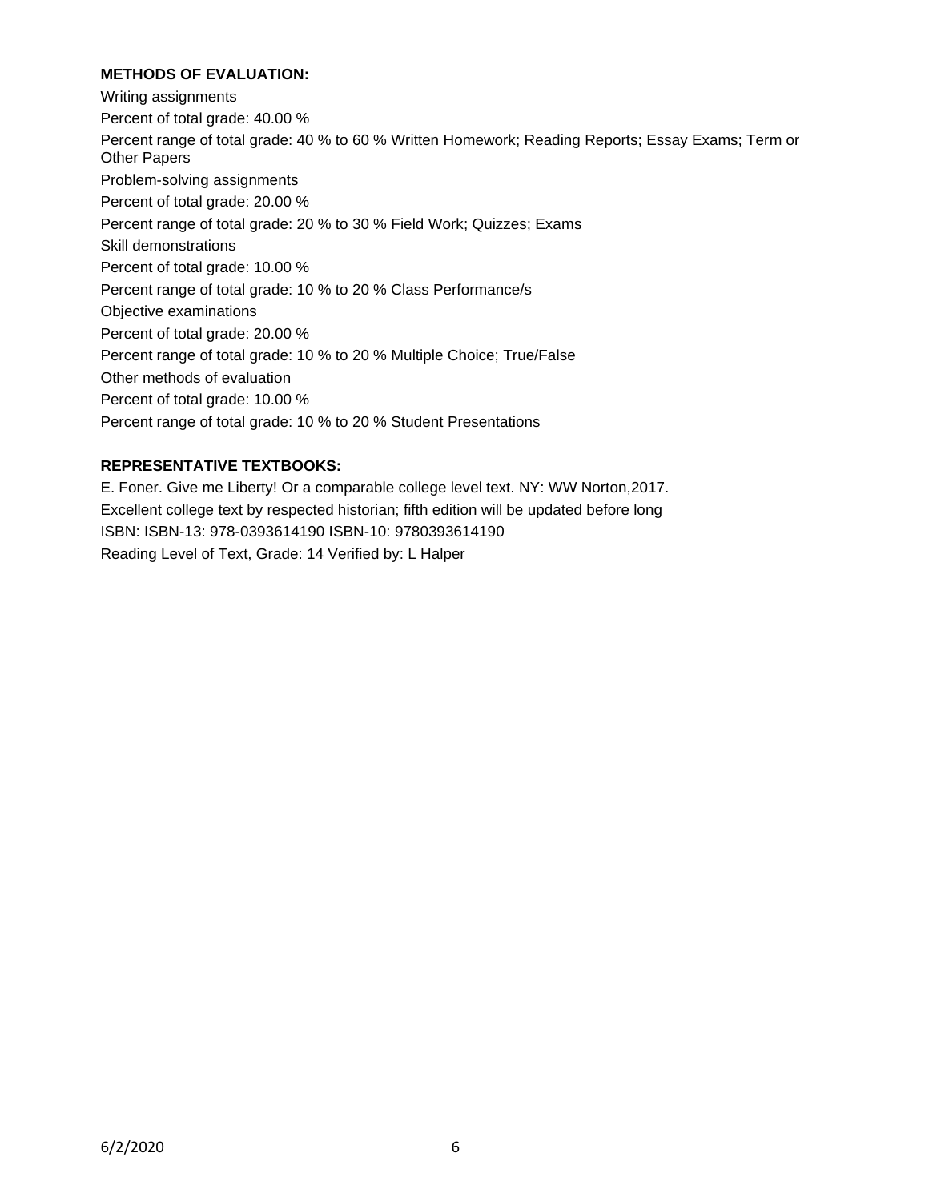**METHODS OF EVALUATION:**

Writing assignments

Percent of total grade: 40.00 %

Percent range of total grade: 40 % to 60 % Written Homework; Reading Reports; Essay Exams; Term or Other Papers

Problem-solving assignments

Percent of total grade: 20.00 %

Percent range of total grade: 20 % to 30 % Field Work; Quizzes; Exams

Skill demonstrations

Percent of total grade: 10.00 %

Percent range of total grade: 10 % to 20 % Class Performance/s

Objective examinations

Percent of total grade: 20.00 %

Percent range of total grade: 10 % to 20 % Multiple Choice; True/False

Other methods of evaluation

Percent of total grade: 10.00 %

Percent range of total grade: 10 % to 20 % Student Presentations

**REPRESENTATIVE TEXTBOOKS:**

E. Foner. Give me Liberty! Or a comparable college level text. NY: WW Norton,2017.

Excellent college text by respected historian; fifth edition will be updated before long

ISBN: ISBN-13: 978-0393614190 ISBN-10: 9780393614190

Reading Level of Text, Grade: 14 Verified by: L Halper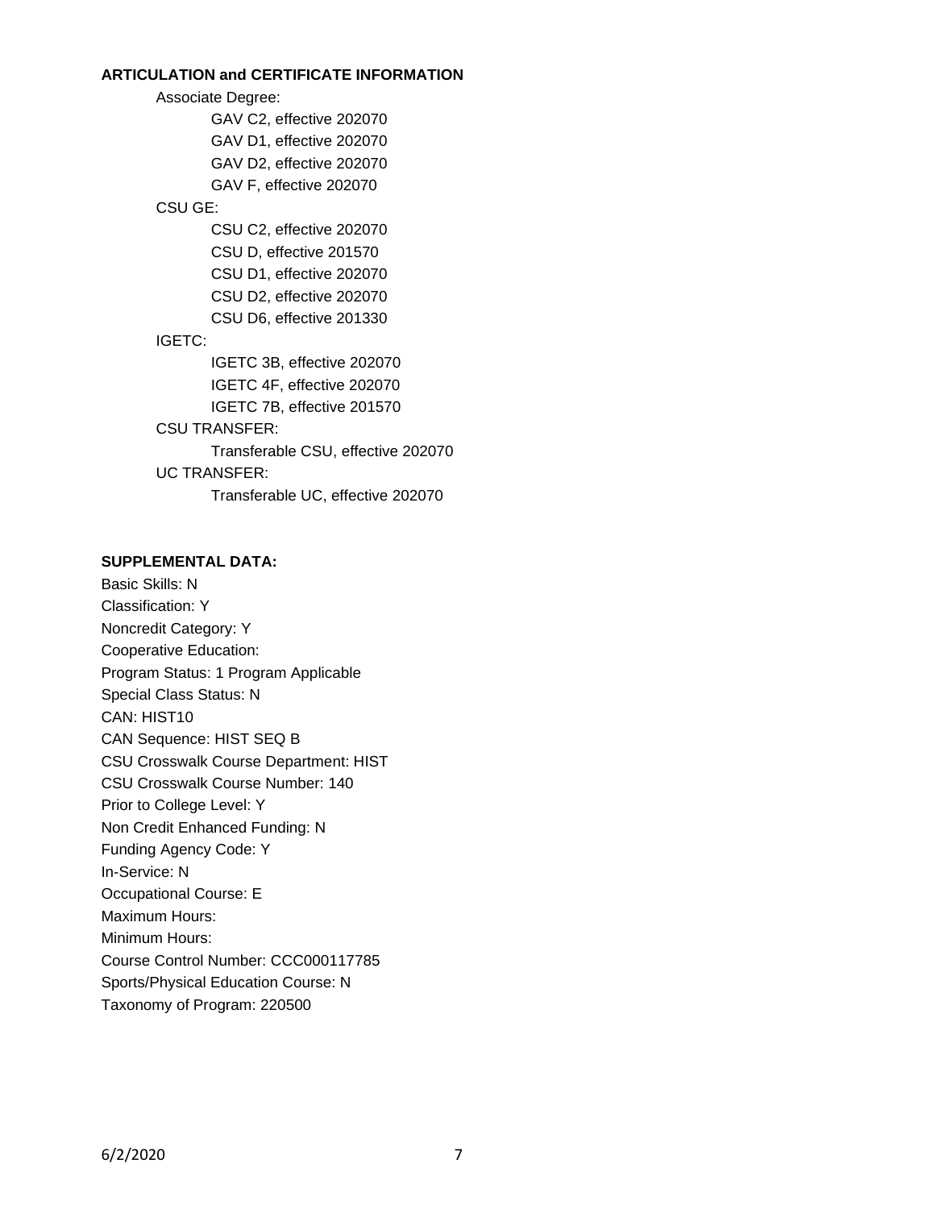**ARTICULATION and CERTIFICATE INFORMATION**

Associate Degree:

- GAV C2, effective 202070
- GAV D1, effective 202070
- GAV D2, effective 202070
- GAV F, effective 202070

CSU GE:

- CSU C2, effective 202070
- CSU D, effective 201570
- CSU D1, effective 202070
- CSU D2, effective 202070
- CSU D6, effective 201330

IGETC:

- IGETC 3B, effective 202070
- IGETC 4F, effective 202070
- IGETC 7B, effective 201570

CSU TRANSFER:

- Transferable CSU, effective 202070

UC TRANSFER:

- Transferable UC, effective 202070

**SUPPLEMENTAL DATA:**

Basic Skills: N
Classification: Y
Noncredit Category: Y
Cooperative Education:
Program Status: 1 Program Applicable
Special Class Status: N
CAN: HIST10
CAN Sequence: HIST SEQ B
CSU Crosswalk Course Department: HIST
CSU Crosswalk Course Number: 140
Prior to College Level: Y
Non Credit Enhanced Funding: N
Funding Agency Code: Y
In-Service: N
Occupational Course: E
Maximum Hours:
Minimum Hours:
Course Control Number: CCC000117785
Sports/Physical Education Course: N
Taxonomy of Program: 220500